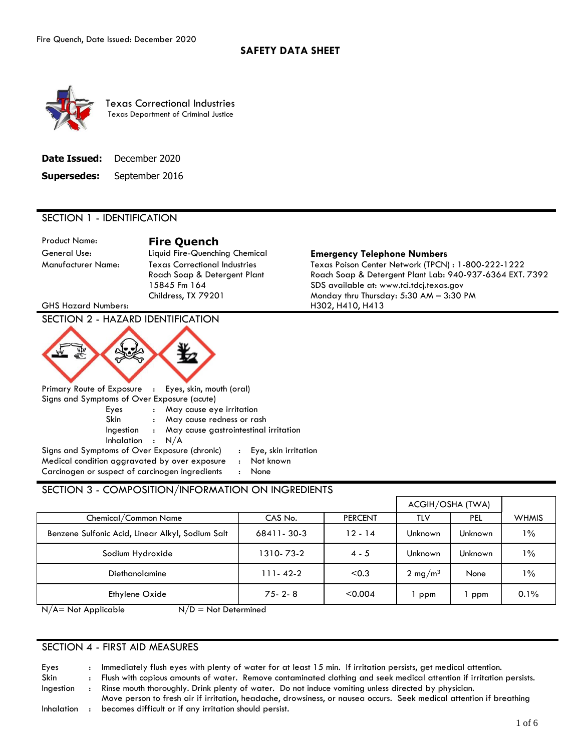# SAFETY DATA SHEET

Texas Correctional Industries
Texas Department of Criminal Justice

**Date Issued:** December 2020

**Supersedes:** September 2016

## SECTION 1 - IDENTIFICATION

Product Name: **Fire Quench**
General Use: Liquid Fire-Quenching Chemical
Manufacturer Name: Texas Correctional Industries
Roach Soap & Detergent Plant
15845 Fm 164
Childress, TX 79201

**Emergency Telephone Numbers**
Texas Poison Center Network (TPCN) : 1-800-222-1222
Roach Soap & Detergent Plant Lab: 940-937-6364 EXT. 7392
SDS available at: www.tci.tdcj.texas.gov
Monday thru Thursday: 5:30 AM – 3:30 PM

GHS Hazard Numbers: H302, H410, H413

## SECTION 2 - HAZARD IDENTIFICATION

Primary Route of Exposure : Eyes, skin, mouth (oral)

Signs and Symptoms of Over Exposure (acute)

- Eyes : May cause eye irritation
- Skin : May cause redness or rash
- Ingestion : May cause gastrointestinal irritation
- Inhalation : N/A

Signs and Symptoms of Over Exposure (chronic) : Eye, skin irritation

Medical condition aggravated by over exposure : Not known

Carcinogen or suspect of carcinogen ingredients : None

## SECTION 3 - COMPOSITION/INFORMATION ON INGREDIENTS

| | | | ACGIH/OSHA (TWA) | | |
|---|---|---|---|---|---|
| Chemical/Common Name | CAS No. | PERCENT | TLV | PEL | WHMIS |
| Benzene Sulfonic Acid, Linear Alkyl, Sodium Salt | 68411- 30-3 | 12 - 14 | Unknown | Unknown | 1% |
| Sodium Hydroxide | 1310- 73-2 | 4 - 5 | Unknown | Unknown | 1% |
| Diethanolamine | 111- 42-2 | <0.3 | 2 mg/m$^3$ | None | 1% |
| Ethylene Oxide | 75- 2- 8 | <0.004 | 1 ppm | 1 ppm | 0.1% |

N/A= Not Applicable N/D = Not Determined

## SECTION 4 - FIRST AID MEASURES

- Eyes : Immediately flush eyes with plenty of water for at least 15 min. If irritation persists, get medical attention.
- Skin : Flush with copious amounts of water. Remove contaminated clothing and seek medical attention if irritation persists.
- Ingestion : Rinse mouth thoroughly. Drink plenty of water. Do not induce vomiting unless directed by physician.
- Inhalation : Move person to fresh air if irritation, headache, drowsiness, or nausea occurs. Seek medical attention if breathing becomes difficult or if any irritation should persist.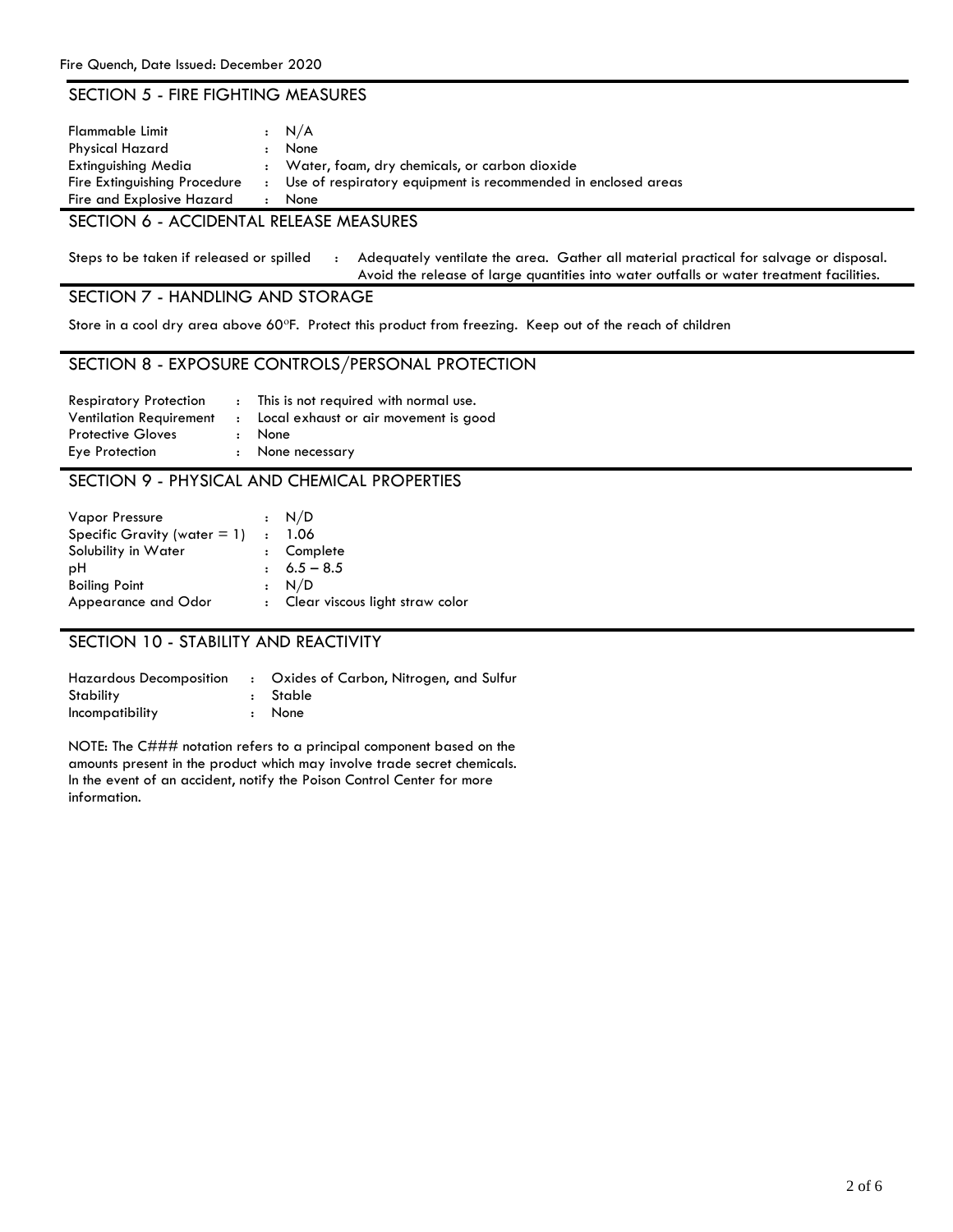## SECTION 5 - FIRE FIGHTING MEASURES

| | |
|---|---|
| Flammable Limit | : N/A |
| Physical Hazard | : None |
| Extinguishing Media | : Water, foam, dry chemicals, or carbon dioxide |
| Fire Extinguishing Procedure | : Use of respiratory equipment is recommended in enclosed areas |
| Fire and Explosive Hazard | : None |

## SECTION 6 - ACCIDENTAL RELEASE MEASURES

Steps to be taken if released or spilled : Adequately ventilate the area. Gather all material practical for salvage or disposal. Avoid the release of large quantities into water outfalls or water treatment facilities.

## SECTION 7 - HANDLING AND STORAGE

Store in a cool dry area above 60°F. Protect this product from freezing. Keep out of the reach of children

## SECTION 8 - EXPOSURE CONTROLS/PERSONAL PROTECTION

| | |
|---|---|
| Respiratory Protection | : This is not required with normal use. |
| Ventilation Requirement | : Local exhaust or air movement is good |
| Protective Gloves | : None |
| Eye Protection | : None necessary |

## SECTION 9 - PHYSICAL AND CHEMICAL PROPERTIES

| | |
|---|---|
| Vapor Pressure | : N/D |
| Specific Gravity (water = 1) | : 1.06 |
| Solubility in Water | : Complete |
| pH | : 6.5 – 8.5 |
| Boiling Point | : N/D |
| Appearance and Odor | : Clear viscous light straw color |

## SECTION 10 - STABILITY AND REACTIVITY

| | |
|---|---|
| Hazardous Decomposition | : Oxides of Carbon, Nitrogen, and Sulfur |
| Stability | : Stable |
| Incompatibility | : None |

NOTE: The C### notation refers to a principal component based on the amounts present in the product which may involve trade secret chemicals. In the event of an accident, notify the Poison Control Center for more information.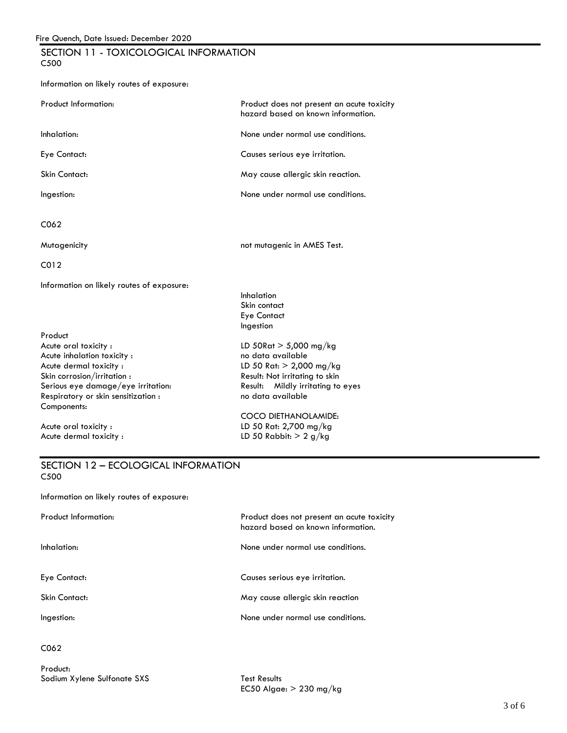## SECTION 11 - TOXICOLOGICAL INFORMATION

C500

Information on likely routes of exposure:

| | |
|---|---|
| Product Information: | Product does not present an acute toxicity hazard based on known information. |
| Inhalation: | None under normal use conditions. |
| Eye Contact: | Causes serious eye irritation. |
| Skin Contact: | May cause allergic skin reaction. |
| Ingestion: | None under normal use conditions. |

C062

| | |
|---|---|
| Mutagenicity | not mutagenic in AMES Test. |

C012

| | |
|---|---|
| Information on likely routes of exposure: | Inhalation<br>Skin contact<br>Eye Contact<br>Ingestion |
| Product | |
| Acute oral toxicity : | LD 50Rat > 5,000 mg/kg |
| Acute inhalation toxicity : | no data available |
| Acute dermal toxicity : | LD 50 Rat: > 2,000 mg/kg |
| Skin corrosion/irritation : | Result: Not irritating to skin |
| Serious eye damage/eye irritation: | Result: Mildly irritating to eyes |
| Respiratory or skin sensitization : | no data available |
| Components: | COCO DIETHANOLAMIDE: |
| Acute oral toxicity : | LD 50 Rat: 2,700 mg/kg |
| Acute dermal toxicity : | LD 50 Rabbit: > 2 g/kg |

## SECTION 12 – ECOLOGICAL INFORMATION

C500

Information on likely routes of exposure:

| | |
|---|---|
| Product Information: | Product does not present an acute toxicity hazard based on known information. |
| Inhalation: | None under normal use conditions. |
| Eye Contact: | Causes serious eye irritation. |
| Skin Contact: | May cause allergic skin reaction |
| Ingestion: | None under normal use conditions. |

C062

| | |
|---|---|
| Product:<br>Sodium Xylene Sulfonate SXS | Test Results<br>EC50 Algae: > 230 mg/kg |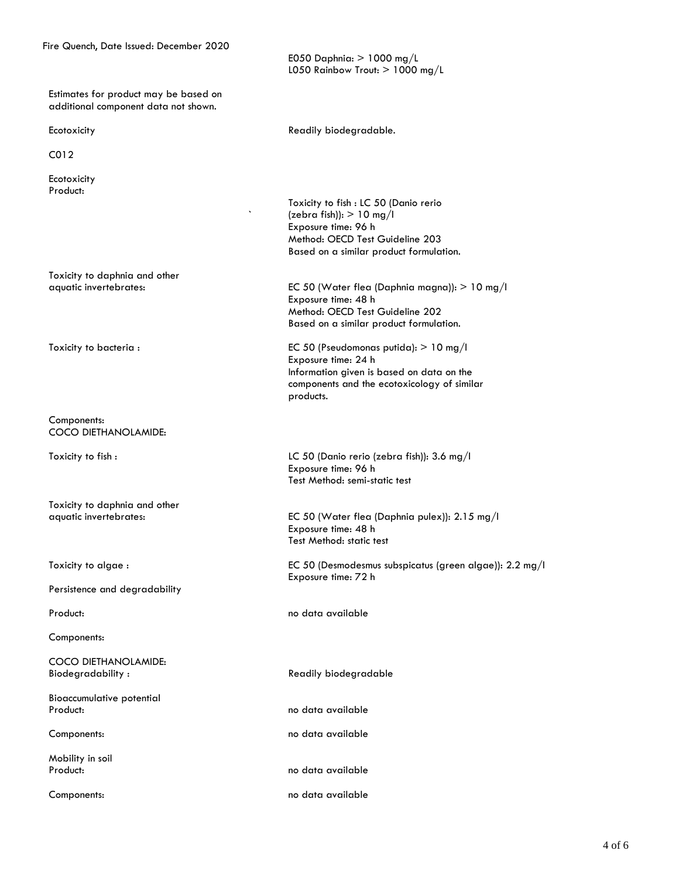E050 Daphnia: > 1000 mg/L
L050 Rainbow Trout: > 1000 mg/L

Estimates for product may be based on additional component data not shown.

Ecotoxicity — Readily biodegradable.

C012

Ecotoxicity
Product:

| | |
|---|---|
| | Toxicity to fish : LC 50 (Danio rerio (zebra fish)): > 10 mg/l<br>Exposure time: 96 h<br>Method: OECD Test Guideline 203<br>Based on a similar product formulation. |
| Toxicity to daphnia and other aquatic invertebrates: | EC 50 (Water flea (Daphnia magna)): > 10 mg/l<br>Exposure time: 48 h<br>Method: OECD Test Guideline 202<br>Based on a similar product formulation. |
| Toxicity to bacteria : | EC 50 (Pseudomonas putida): > 10 mg/l<br>Exposure time: 24 h<br>Information given is based on data on the components and the ecotoxicology of similar products. |

Components:
COCO DIETHANOLAMIDE:

| | |
|---|---|
| Toxicity to fish : | LC 50 (Danio rerio (zebra fish)): 3.6 mg/l<br>Exposure time: 96 h<br>Test Method: semi-static test |
| Toxicity to daphnia and other aquatic invertebrates: | EC 50 (Water flea (Daphnia pulex)): 2.15 mg/l<br>Exposure time: 48 h<br>Test Method: static test |
| Toxicity to algae : | EC 50 (Desmodesmus subspicatus (green algae)): 2.2 mg/l<br>Exposure time: 72 h |

Persistence and degradability

| | |
|---|---|
| Product: | no data available |

Components:

| | |
|---|---|
| COCO DIETHANOLAMIDE:<br>Biodegradability : | Readily biodegradable |

Bioaccumulative potential

| | |
|---|---|
| Product: | no data available |
| Components: | no data available |

Mobility in soil

| | |
|---|---|
| Product: | no data available |
| Components: | no data available |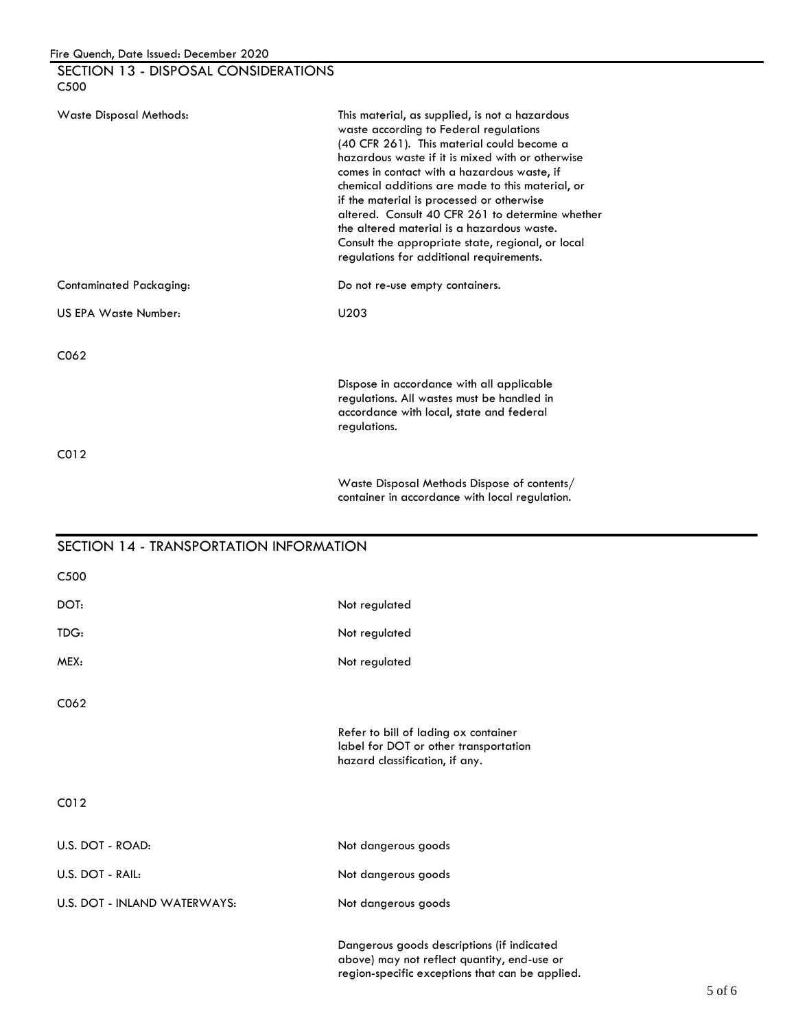## SECTION 13 - DISPOSAL CONSIDERATIONS

C500

| | |
|---|---|
| Waste Disposal Methods: | This material, as supplied, is not a hazardous waste according to Federal regulations (40 CFR 261). This material could become a hazardous waste if it is mixed with or otherwise comes in contact with a hazardous waste, if chemical additions are made to this material, or if the material is processed or otherwise altered. Consult 40 CFR 261 to determine whether the altered material is a hazardous waste. Consult the appropriate state, regional, or local regulations for additional requirements. |
| Contaminated Packaging: | Do not re-use empty containers. |
| US EPA Waste Number: | U203 |

C062

Dispose in accordance with all applicable regulations. All wastes must be handled in accordance with local, state and federal regulations.

C012

Waste Disposal Methods Dispose of contents/ container in accordance with local regulation.

## SECTION 14 - TRANSPORTATION INFORMATION

C500

| | |
|---|---|
| DOT: | Not regulated |
| TDG: | Not regulated |
| MEX: | Not regulated |

C062

Refer to bill of lading ox container label for DOT or other transportation hazard classification, if any.

C012

| | |
|---|---|
| U.S. DOT - ROAD: | Not dangerous goods |
| U.S. DOT - RAIL: | Not dangerous goods |
| U.S. DOT - INLAND WATERWAYS: | Not dangerous goods |

Dangerous goods descriptions (if indicated above) may not reflect quantity, end-use or region-specific exceptions that can be applied.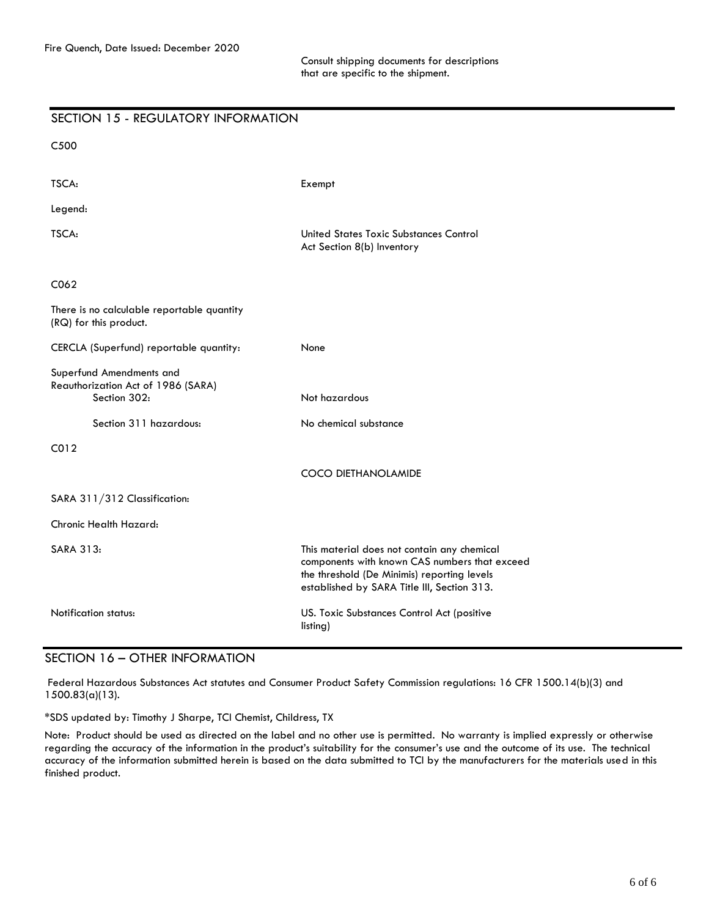Consult shipping documents for descriptions that are specific to the shipment.

## SECTION 15 - REGULATORY INFORMATION

C500

| | |
|---|---|
| TSCA: | Exempt |
| Legend: | |
| TSCA: | United States Toxic Substances Control Act Section 8(b) Inventory |

C062

| | |
|---|---|
| There is no calculable reportable quantity (RQ) for this product. | |
| CERCLA (Superfund) reportable quantity: | None |
| Superfund Amendments and Reauthorization Act of 1986 (SARA) Section 302: | Not hazardous |
| Section 311 hazardous: | No chemical substance |

C012

| | |
|---|---|
| | COCO DIETHANOLAMIDE |
| SARA 311/312 Classification: | |
| Chronic Health Hazard: | |
| SARA 313: | This material does not contain any chemical components with known CAS numbers that exceed the threshold (De Minimis) reporting levels established by SARA Title III, Section 313. |
| Notification status: | US. Toxic Substances Control Act (positive listing) |

## SECTION 16 – OTHER INFORMATION

Federal Hazardous Substances Act statutes and Consumer Product Safety Commission regulations: 16 CFR 1500.14(b)(3) and 1500.83(a)(13).

*SDS updated by: Timothy J Sharpe, TCI Chemist, Childress, TX

Note: Product should be used as directed on the label and no other use is permitted. No warranty is implied expressly or otherwise regarding the accuracy of the information in the product's suitability for the consumer's use and the outcome of its use. The technical accuracy of the information submitted herein is based on the data submitted to TCI by the manufacturers for the materials used in this finished product.